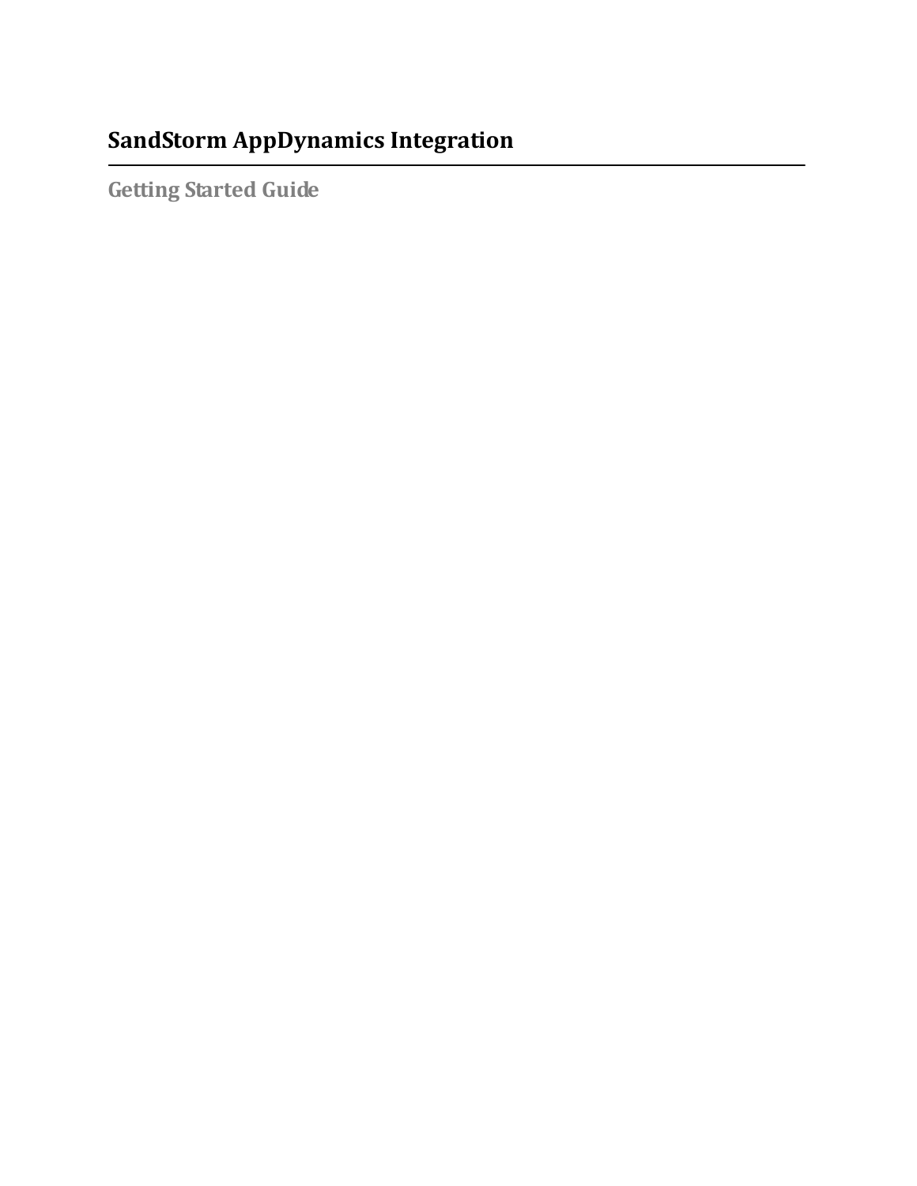# SandStorm AppDynamics Integration

## Getting Started Guide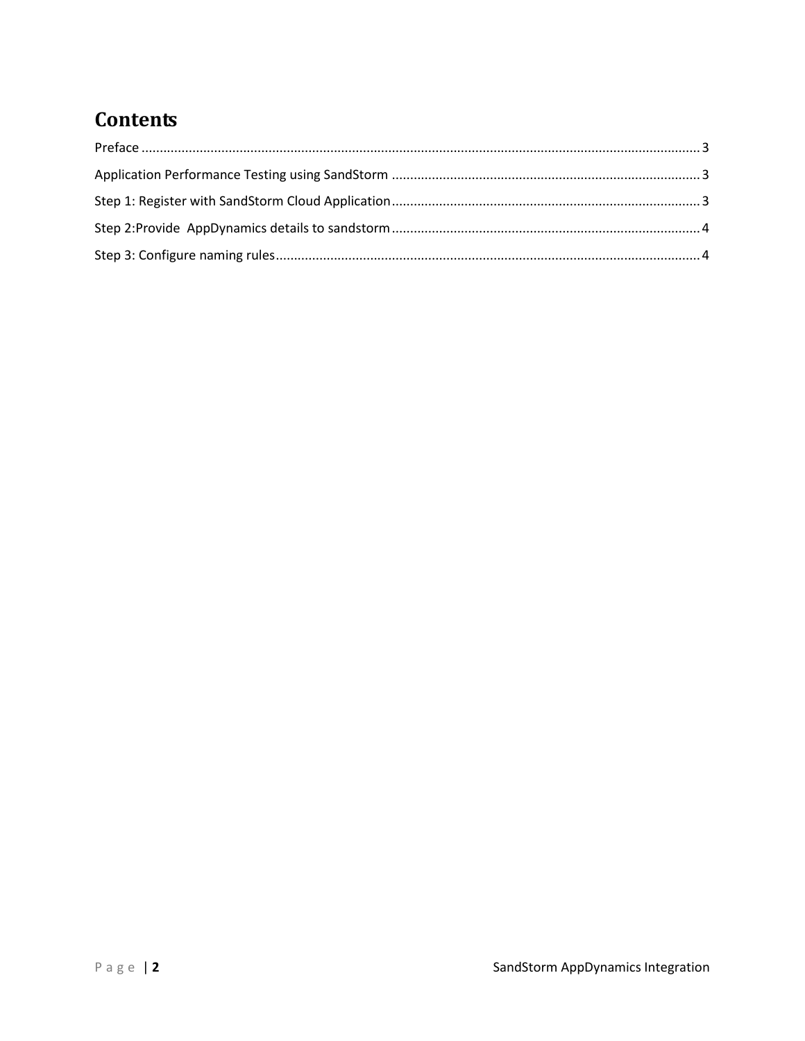# Contents

Preface ........................................................................................................................................... 3

Application Performance Testing using SandStorm ..................................................................... 3

Step 1: Register with SandStorm Cloud Application ..................................................................... 3

Step 2:Provide  AppDynamics details to sandstorm ..................................................................... 4

Step 3: Configure naming rules ..................................................................................................... 4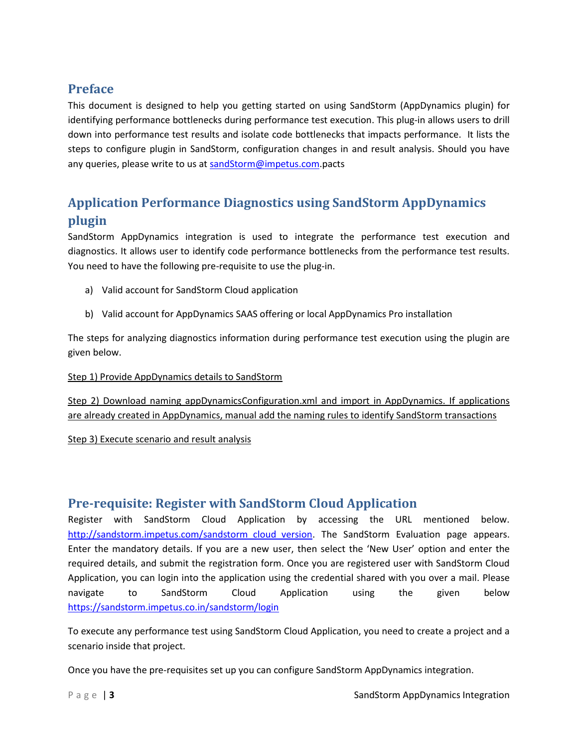## Preface

This document is designed to help you getting started on using SandStorm (AppDynamics plugin) for identifying performance bottlenecks during performance test execution. This plug-in allows users to drill down into performance test results and isolate code bottlenecks that impacts performance. It lists the steps to configure plugin in SandStorm, configuration changes in and result analysis. Should you have any queries, please write to us at sandStorm@impetus.com.pacts

## Application Performance Diagnostics using SandStorm AppDynamics plugin

SandStorm AppDynamics integration is used to integrate the performance test execution and diagnostics. It allows user to identify code performance bottlenecks from the performance test results. You need to have the following pre-requisite to use the plug-in.

a) Valid account for SandStorm Cloud application

b) Valid account for AppDynamics SAAS offering or local AppDynamics Pro installation

The steps for analyzing diagnostics information during performance test execution using the plugin are given below.

Step 1) Provide AppDynamics details to SandStorm

Step 2) Download naming appDynamicsConfiguration.xml and import in AppDynamics. If applications are already created in AppDynamics, manual add the naming rules to identify SandStorm transactions

Step 3) Execute scenario and result analysis

## Pre-requisite: Register with SandStorm Cloud Application

Register with SandStorm Cloud Application by accessing the URL mentioned below. http://sandstorm.impetus.com/sandstorm_cloud_version. The SandStorm Evaluation page appears. Enter the mandatory details. If you are a new user, then select the 'New User' option and enter the required details, and submit the registration form. Once you are registered user with SandStorm Cloud Application, you can login into the application using the credential shared with you over a mail. Please navigate to SandStorm Cloud Application using the given below https://sandstorm.impetus.co.in/sandstorm/login

To execute any performance test using SandStorm Cloud Application, you need to create a project and a scenario inside that project.

Once you have the pre-requisites set up you can configure SandStorm AppDynamics integration.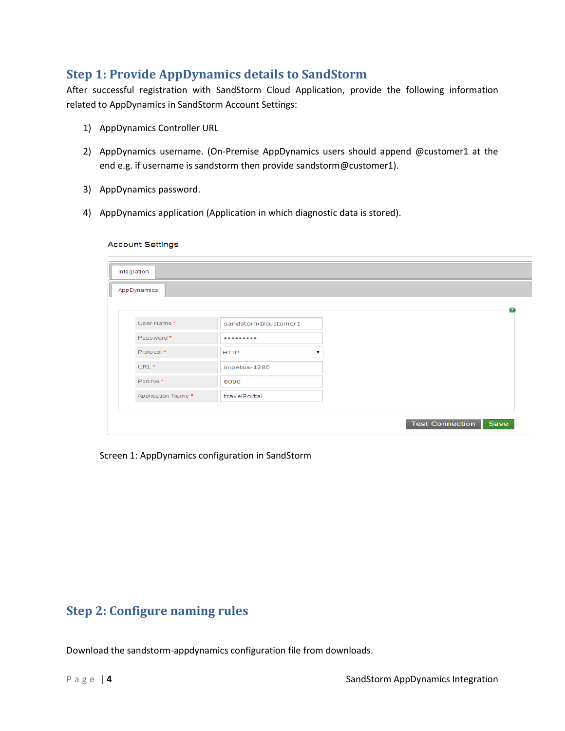## Step 1: Provide AppDynamics details to SandStorm

After successful registration with SandStorm Cloud Application, provide the following information related to AppDynamics in SandStorm Account Settings:

1) AppDynamics Controller URL
2) AppDynamics username. (On-Premise AppDynamics users should append @customer1 at the end e.g. if username is sandstorm then provide sandstorm@customer1).
3) AppDynamics password.
4) AppDynamics application (Application in which diagnostic data is stored).

Account Settings

Integration

AppDynamics

| Field | Value |
| --- | --- |
| User Name * | sandstorm@customer1 |
| Password * | ••••••••• |
| Protocol * | HTTP |
| URL * | impetus-1286 |
| Port No * | 8090 |
| Application Name * | travelPortal |

Test Connection | Save

Screen 1: AppDynamics configuration in SandStorm

## Step 2: Configure naming rules

Download the sandstorm-appdynamics configuration file from downloads.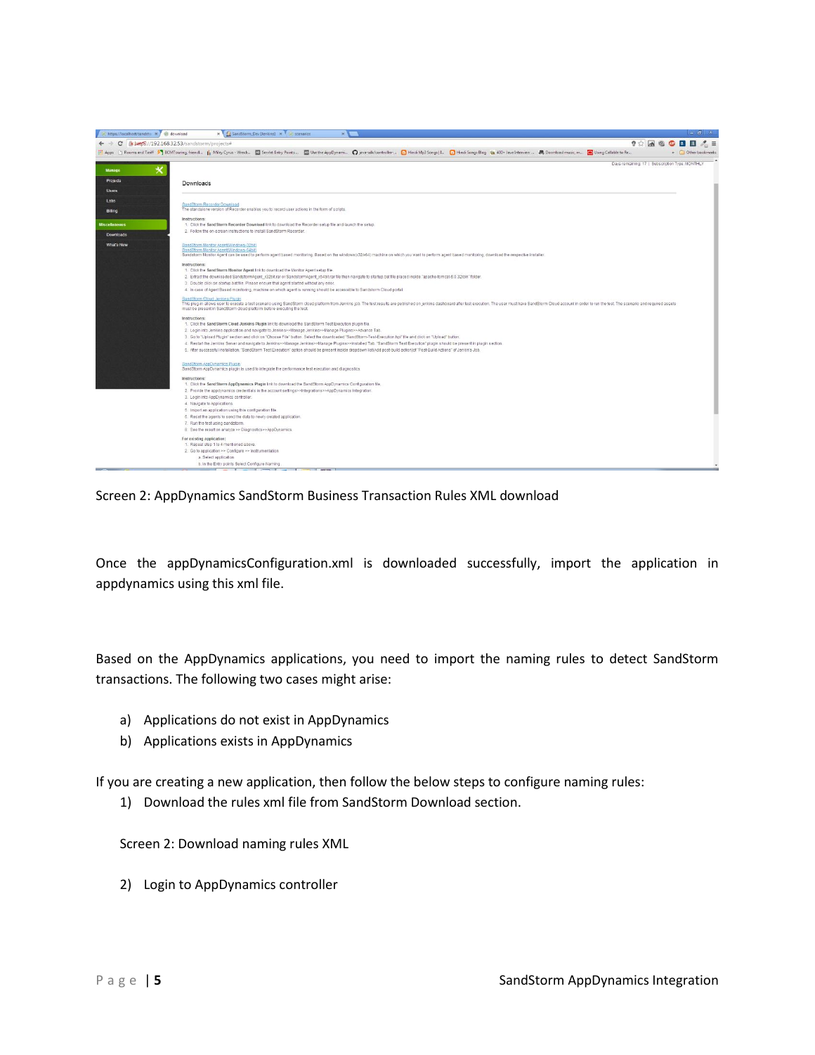Screen 2: AppDynamics SandStorm Business Transaction Rules XML download

Once the appDynamicsConfiguration.xml is downloaded successfully, import the application in appdynamics using this xml file.

Based on the AppDynamics applications, you need to import the naming rules to detect SandStorm transactions. The following two cases might arise:

a) Applications do not exist in AppDynamics
b) Applications exists in AppDynamics

If you are creating a new application, then follow the below steps to configure naming rules:

1) Download the rules xml file from SandStorm Download section.

   Screen 2: Download naming rules XML

2) Login to AppDynamics controller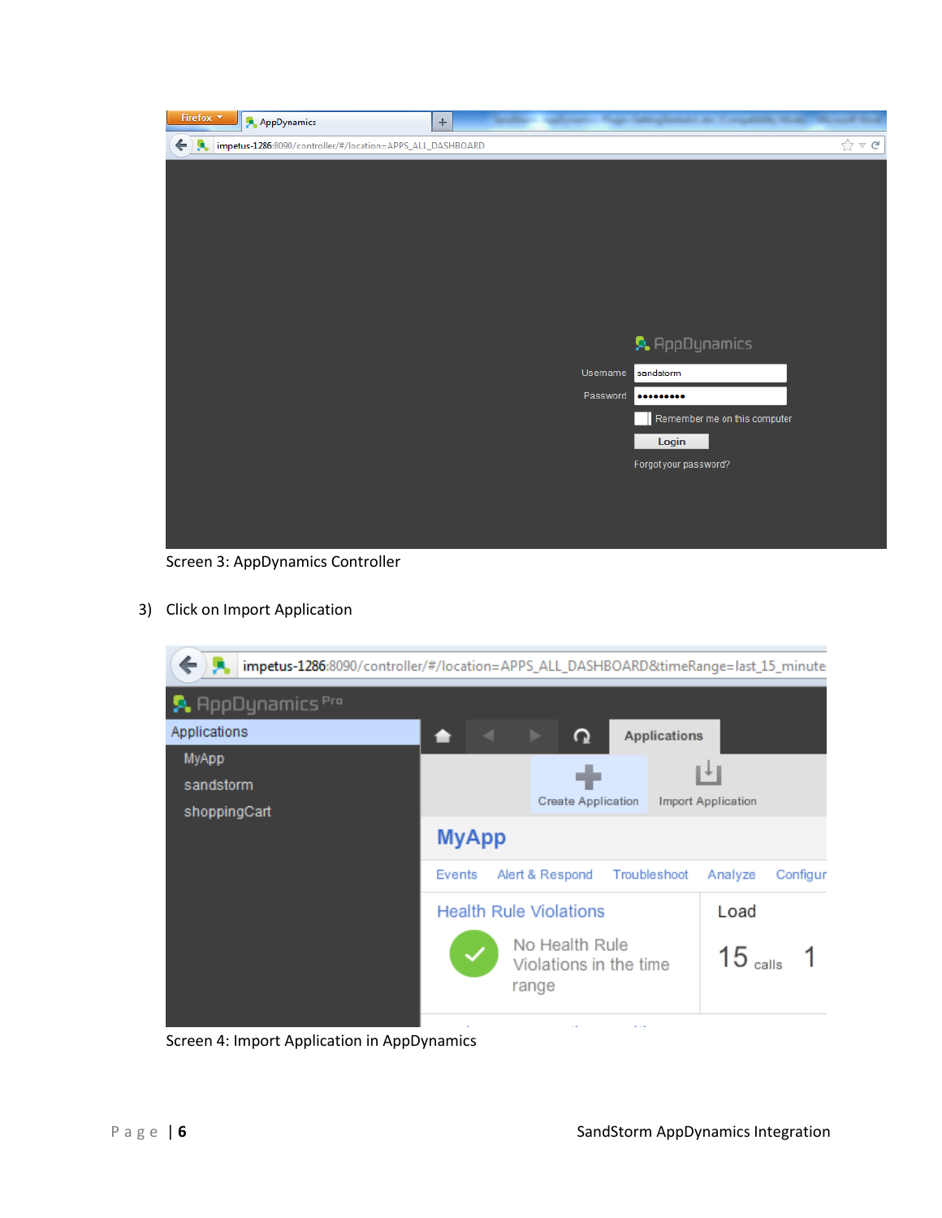Screen 3: AppDynamics Controller

3) Click on Import Application

Screen 4: Import Application in AppDynamics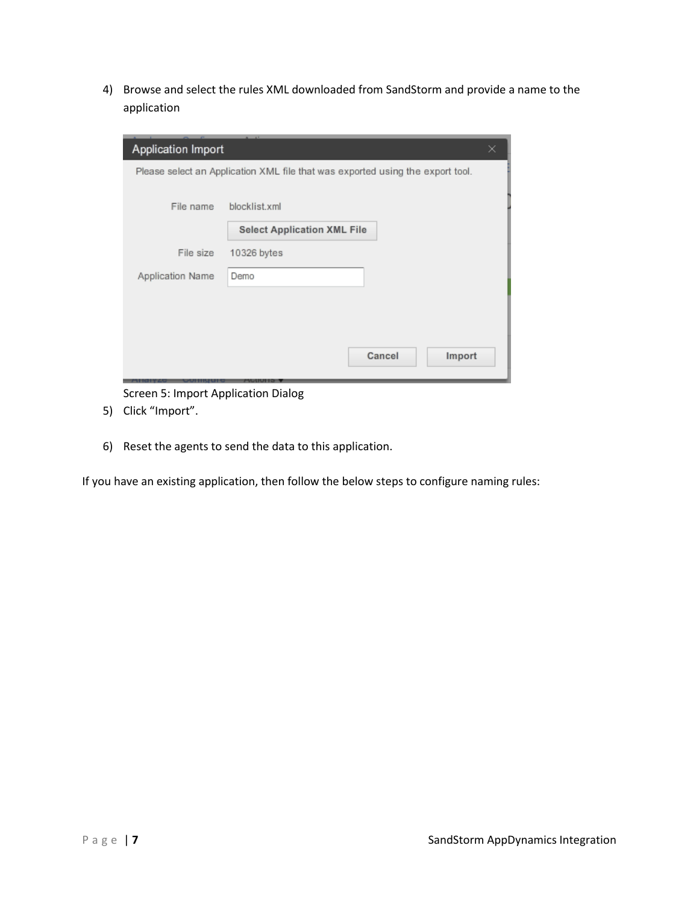4) Browse and select the rules XML downloaded from SandStorm and provide a name to the application

Screen 5: Import Application Dialog

5) Click "Import".

6) Reset the agents to send the data to this application.

If you have an existing application, then follow the below steps to configure naming rules: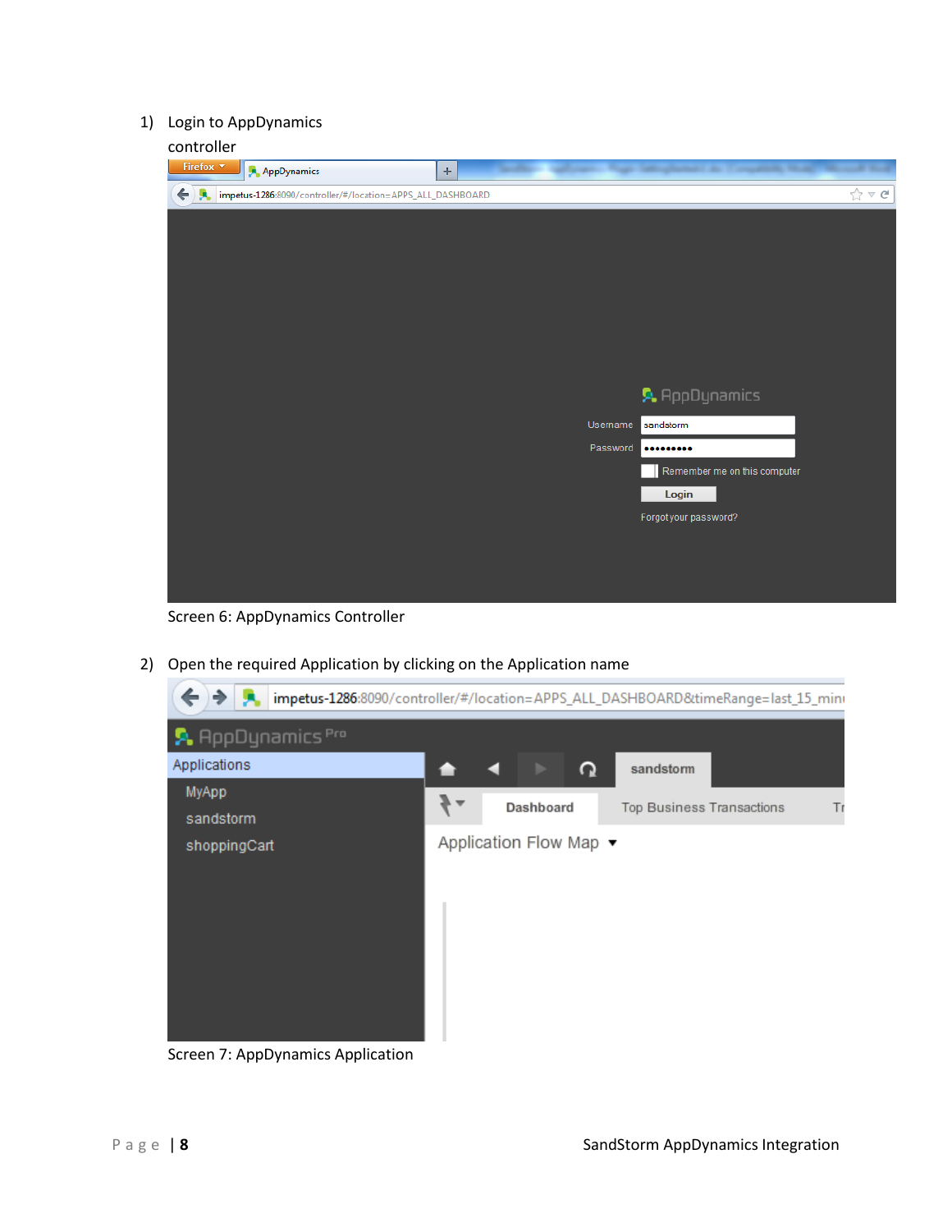1) Login to AppDynamics controller

Screen 6: AppDynamics Controller

2) Open the required Application by clicking on the Application name

Screen 7: AppDynamics Application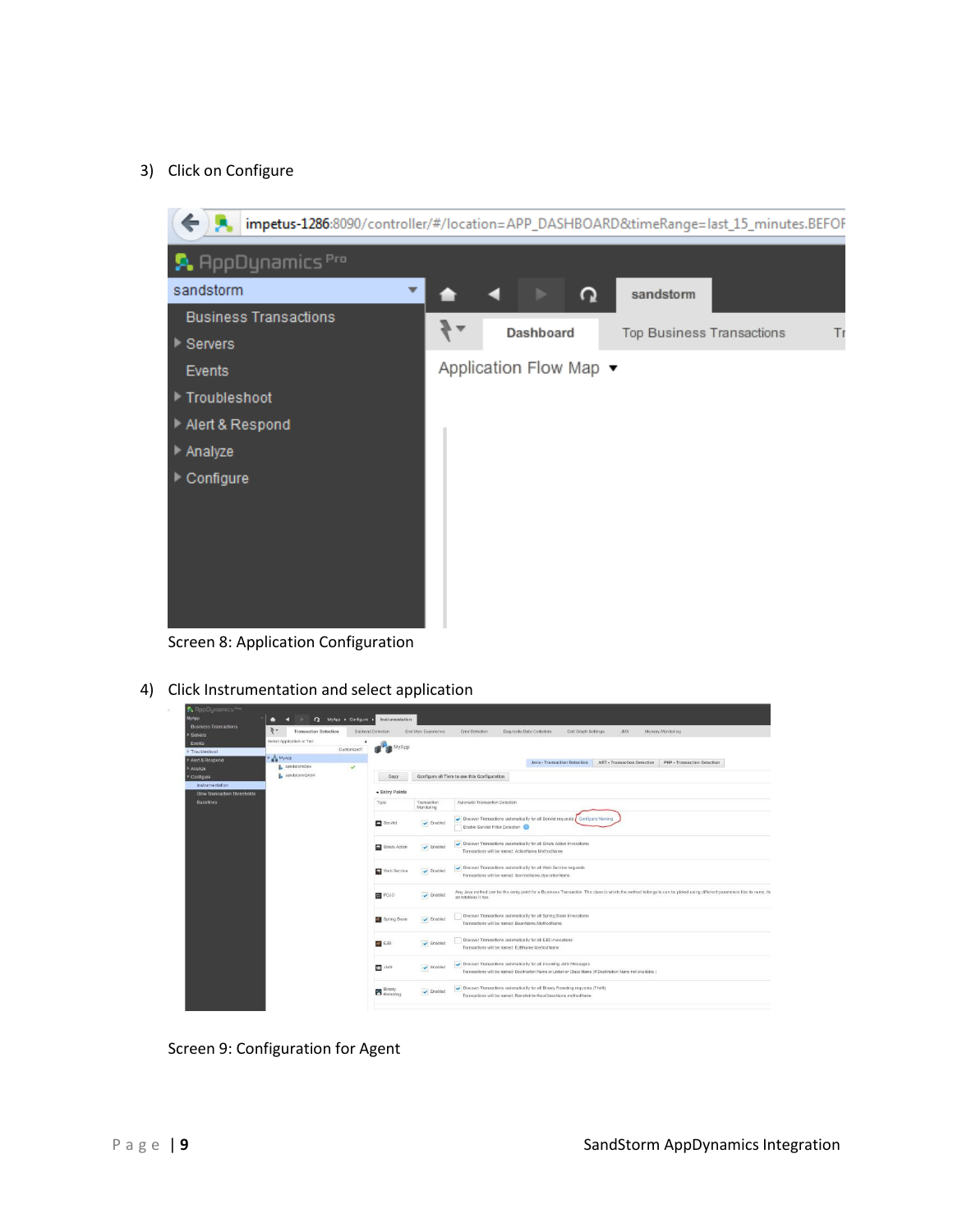3) Click on Configure

Screen 8: Application Configuration

4) Click Instrumentation and select application

Screen 9: Configuration for Agent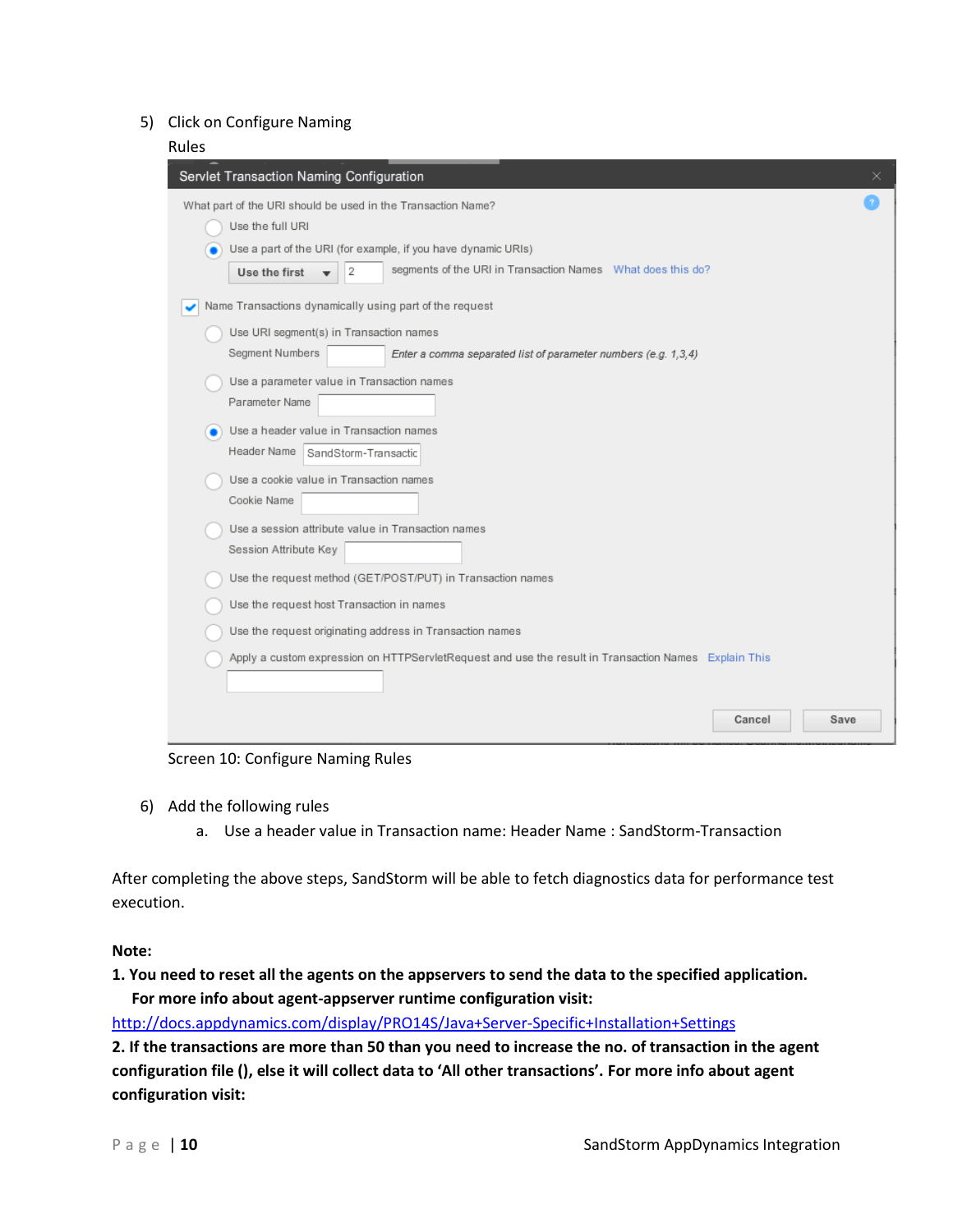5) Click on Configure Naming Rules

Screen 10: Configure Naming Rules

6) Add the following rules
   a. Use a header value in Transaction name: Header Name : SandStorm-Transaction

After completing the above steps, SandStorm will be able to fetch diagnostics data for performance test execution.

**Note:**

**1. You need to reset all the agents on the appservers to send the data to the specified application. For more info about agent-appserver runtime configuration visit:**

http://docs.appdynamics.com/display/PRO14S/Java+Server-Specific+Installation+Settings

**2. If the transactions are more than 50 than you need to increase the no. of transaction in the agent configuration file (), else it will collect data to 'All other transactions'. For more info about agent configuration visit:**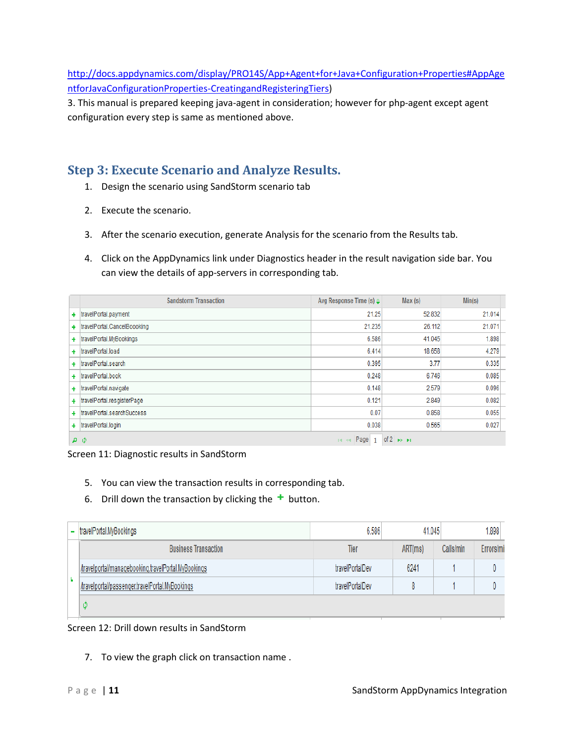http://docs.appdynamics.com/display/PRO14S/App+Agent+for+Java+Configuration+Properties#AppAgentforJavaConfigurationProperties-CreatingandRegisteringTiers)

3. This manual is prepared keeping java-agent in consideration; however for php-agent except agent configuration every step is same as mentioned above.

## Step 3: Execute Scenario and Analyze Results.

1. Design the scenario using SandStorm scenario tab
2. Execute the scenario.
3. After the scenario execution, generate Analysis for the scenario from the Results tab.
4. Click on the AppDynamics link under Diagnostics header in the result navigation side bar. You can view the details of app-servers in corresponding tab.

| | Sandstorm Transaction | Avg Response Time (s) | Max (s) | Min(s) |
|---|---|---|---|---|
| + | travelPortal.payment | 21.25 | 52.832 | 21.014 |
| + | travelPortal.CancelBooking | 21.235 | 26.112 | 21.071 |
| + | travelPortal.MyBookings | 6.586 | 41.045 | 1.898 |
| + | travelPortal.load | 6.414 | 18.658 | 4.279 |
| + | travelPortal.search | 0.395 | 3.77 | 0.335 |
| + | travelPortal.book | 0.248 | 6.746 | 0.085 |
| + | travelPortal.navigate | 0.148 | 2.579 | 0.096 |
| + | travelPortal.resgisterPage | 0.121 | 2.849 | 0.082 |
| + | travelPortal.searchSuccess | 0.07 | 0.858 | 0.055 |
| + | travelPortal.login | 0.038 | 0.565 | 0.027 |

Page 1 of 2

Screen 11: Diagnostic results in SandStorm

5. You can view the transaction results in corresponding tab.
6. Drill down the transaction by clicking the + button.

- travelPortal.MyBookings | 6.586 | 41.045 | 1.898

| Business Transaction | Tier | ART(ms) | Calls/min | Errors/mi |
|---|---|---|---|---|
| /travelportal/managebooking.travelPortal.MyBookings | travelPortalDev | 6241 | 1 | 0 |
| /travelportal/passenger.travelPortal.MyBookings | travelPortalDev | 8 | 1 | 0 |

Screen 12: Drill down results in SandStorm

7. To view the graph click on transaction name .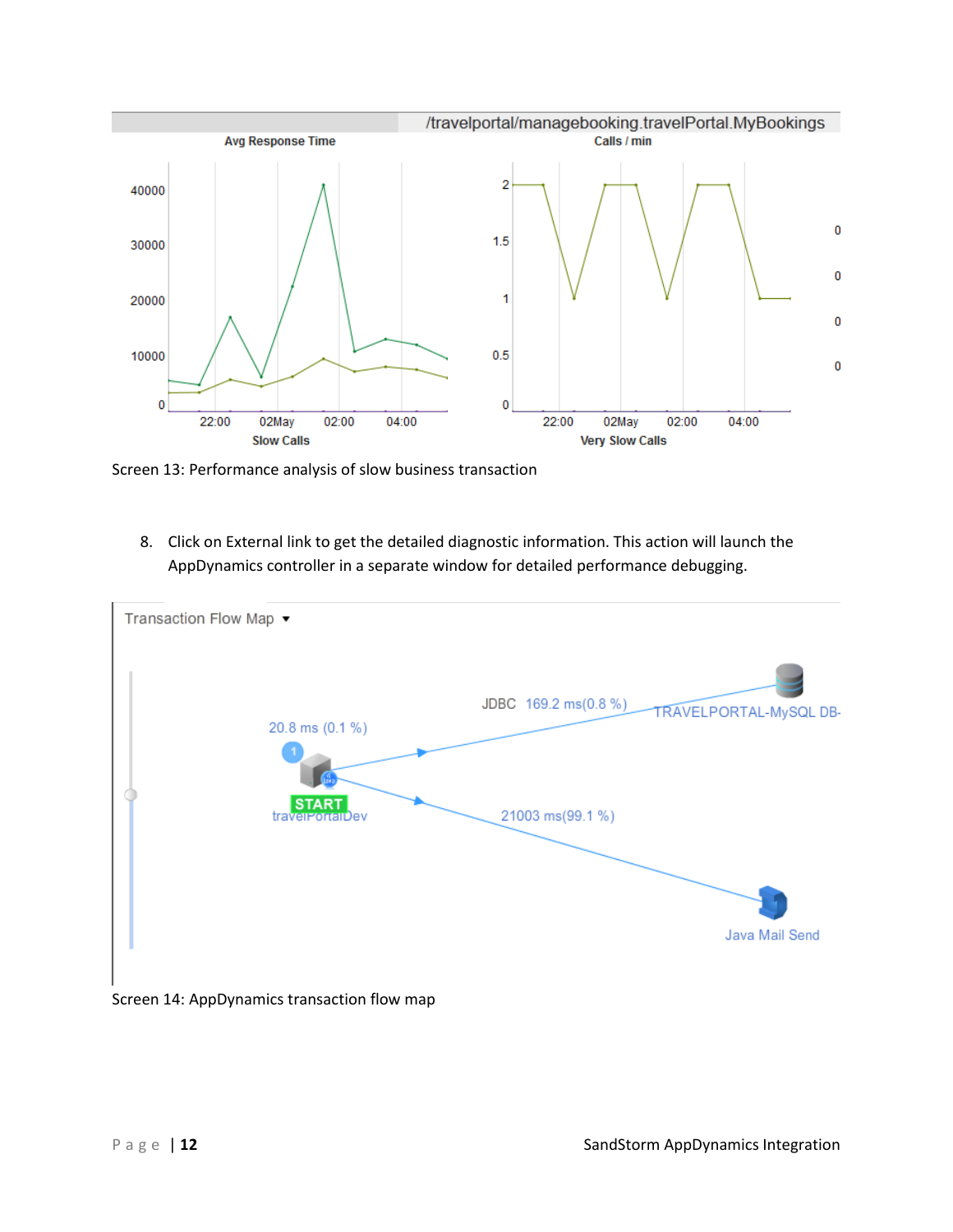Screen 13: Performance analysis of slow business transaction

8. Click on External link to get the detailed diagnostic information. This action will launch the AppDynamics controller in a separate window for detailed performance debugging.

Screen 14: AppDynamics transaction flow map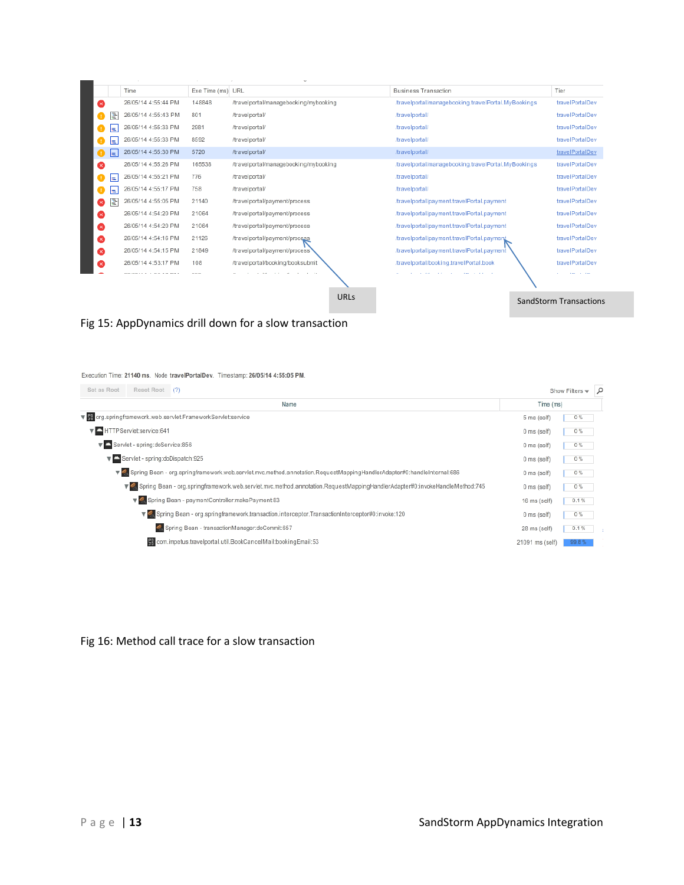| Time | Exe Time (ms) | URL | Business Transaction | Tier |
|---|---|---|---|---|
| 26/05/14 4:55:44 PM | 148848 | /travelportal/managebooking/mybooking | /travelportal/managebooking.travelPortal.MyBookings | travelPortalDev |
| 26/05/14 4:55:43 PM | 801 | /travelportal/ | /travelportal/ | travelPortalDev |
| 26/05/14 4:55:33 PM | 2081 | /travelportal/ | /travelportal/ | travelPortalDev |
| 26/05/14 4:55:33 PM | 8592 | /travelportal/ | /travelportal/ | travelPortalDev |
| 26/05/14 4:55:30 PM | 5720 | /travelportal/ | /travelportal/ | travelPortalDev |
| 26/05/14 4:55:26 PM | 165538 | /travelportal/managebooking/mybooking | /travelportal/managebooking.travelPortal.MyBookings | travelPortalDev |
| 26/05/14 4:55:21 PM | 776 | /travelportal/ | /travelportal/ | travelPortalDev |
| 26/05/14 4:55:17 PM | 758 | /travelportal/ | /travelportal/ | travelPortalDev |
| 26/05/14 4:55:05 PM | 21140 | /travelportal/payment/process | /travelportal/payment.travelPortal.payment | travelPortalDev |
| 26/05/14 4:54:20 PM | 21064 | /travelportal/payment/process | /travelportal/payment.travelPortal.payment | travelPortalDev |
| 26/05/14 4:54:20 PM | 21064 | /travelportal/payment/process | /travelportal/payment.travelPortal.payment | travelPortalDev |
| 26/05/14 4:54:16 PM | 21126 | /travelportal/payment/process | /travelportal/payment.travelPortal.payment | travelPortalDev |
| 26/05/14 4:54:15 PM | 21649 | /travelportal/payment/process | /travelportal/payment.travelPortal.payment | travelPortalDev |
| 26/05/14 4:53:17 PM | 108 | /travelportal/booking/booksubmit | /travelportal/booking.travelPortal.book | travelPortalDev |

URLs

SandStorm Transactions

Fig 15: AppDynamics drill down for a slow transaction

Execution Time: 21140 ms. Node: travelPortalDev. Timestamp: 26/05/14 4:55:05 PM.

Set as Root | Reset Root | (?) | Show Filters

| Name | Time (ms) | |
|---|---|---|
| org.springframework.web.servlet.FrameworkServlet:service | 5 ms (self) | 0 % |
| HTTPServlet:service:641 | 0 ms (self) | 0 % |
| Servlet - spring:doService:856 | 0 ms (self) | 0 % |
| Servlet - spring:doDispatch:925 | 0 ms (self) | 0 % |
| Spring Bean - org.springframework.web.servlet.mvc.method.annotation.RequestMappingHandlerAdapter#0:handleInternal:686 | 0 ms (self) | 0 % |
| Spring Bean - org.springframework.web.servlet.mvc.method.annotation.RequestMappingHandlerAdapter#0:invokeHandleMethod:745 | 0 ms (self) | 0 % |
| Spring Bean - paymentController:makePayment:83 | 16 ms (self) | 0.1 % |
| Spring Bean - org.springframework.transaction.interceptor.TransactionInterceptor#0:invoke:120 | 0 ms (self) | 0 % |
| Spring Bean - transactionManager:doCommit:657 | 28 ms (self) | 0.1 % |
| com.impetus.travelportal.util.BookCancelMail:bookingEmail:53 | 21091 ms (self) | 99.8 % |

Fig 16: Method call trace for a slow transaction